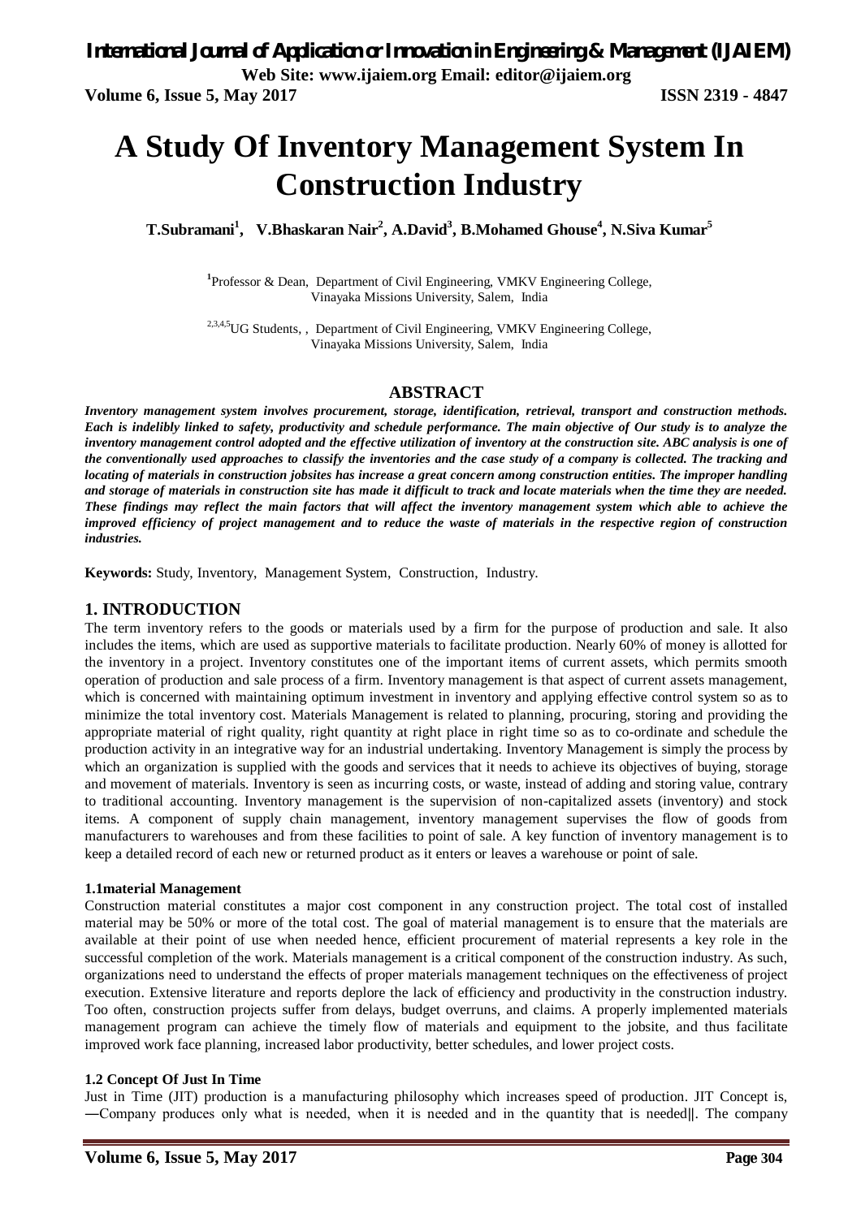# A Study Of Inventory Management System In Construction Industry

**T.Subramani[1], V.Bhaskaran Nair[2], A.David[3], B.Mohamed Ghouse[4], N.Siva Kumar[5]**

[1]Professor & Dean, Department of Civil Engineering, VMKV Engineering College, Vinayaka Missions University, Salem, India

[2,3,4,5]UG Students, , Department of Civil Engineering, VMKV Engineering College, Vinayaka Missions University, Salem, India

## ABSTRACT

***Inventory management system involves procurement, storage, identification, retrieval, transport and construction methods. Each is indelibly linked to safety, productivity and schedule performance. The main objective of Our study is to analyze the inventory management control adopted and the effective utilization of inventory at the construction site. ABC analysis is one of the conventionally used approaches to classify the inventories and the case study of a company is collected. The tracking and locating of materials in construction jobsites has increase a great concern among construction entities. The improper handling and storage of materials in construction site has made it difficult to track and locate materials when the time they are needed. These findings may reflect the main factors that will affect the inventory management system which able to achieve the improved efficiency of project management and to reduce the waste of materials in the respective region of construction industries.***

**Keywords:** Study, Inventory, Management System, Construction, Industry.

## 1. INTRODUCTION

The term inventory refers to the goods or materials used by a firm for the purpose of production and sale. It also includes the items, which are used as supportive materials to facilitate production. Nearly 60% of money is allotted for the inventory in a project. Inventory constitutes one of the important items of current assets, which permits smooth operation of production and sale process of a firm. Inventory management is that aspect of current assets management, which is concerned with maintaining optimum investment in inventory and applying effective control system so as to minimize the total inventory cost. Materials Management is related to planning, procuring, storing and providing the appropriate material of right quality, right quantity at right place in right time so as to co-ordinate and schedule the production activity in an integrative way for an industrial undertaking. Inventory Management is simply the process by which an organization is supplied with the goods and services that it needs to achieve its objectives of buying, storage and movement of materials. Inventory is seen as incurring costs, or waste, instead of adding and storing value, contrary to traditional accounting. Inventory management is the supervision of non-capitalized assets (inventory) and stock items. A component of supply chain management, inventory management supervises the flow of goods from manufacturers to warehouses and from these facilities to point of sale. A key function of inventory management is to keep a detailed record of each new or returned product as it enters or leaves a warehouse or point of sale.

### 1.1material Management

Construction material constitutes a major cost component in any construction project. The total cost of installed material may be 50% or more of the total cost. The goal of material management is to ensure that the materials are available at their point of use when needed hence, efficient procurement of material represents a key role in the successful completion of the work. Materials management is a critical component of the construction industry. As such, organizations need to understand the effects of proper materials management techniques on the effectiveness of project execution. Extensive literature and reports deplore the lack of efficiency and productivity in the construction industry. Too often, construction projects suffer from delays, budget overruns, and claims. A properly implemented materials management program can achieve the timely flow of materials and equipment to the jobsite, and thus facilitate improved work face planning, increased labor productivity, better schedules, and lower project costs.

### 1.2 Concept Of Just In Time

Just in Time (JIT) production is a manufacturing philosophy which increases speed of production. JIT Concept is, ―Company produces only what is needed, when it is needed and in the quantity that is needed‖. The company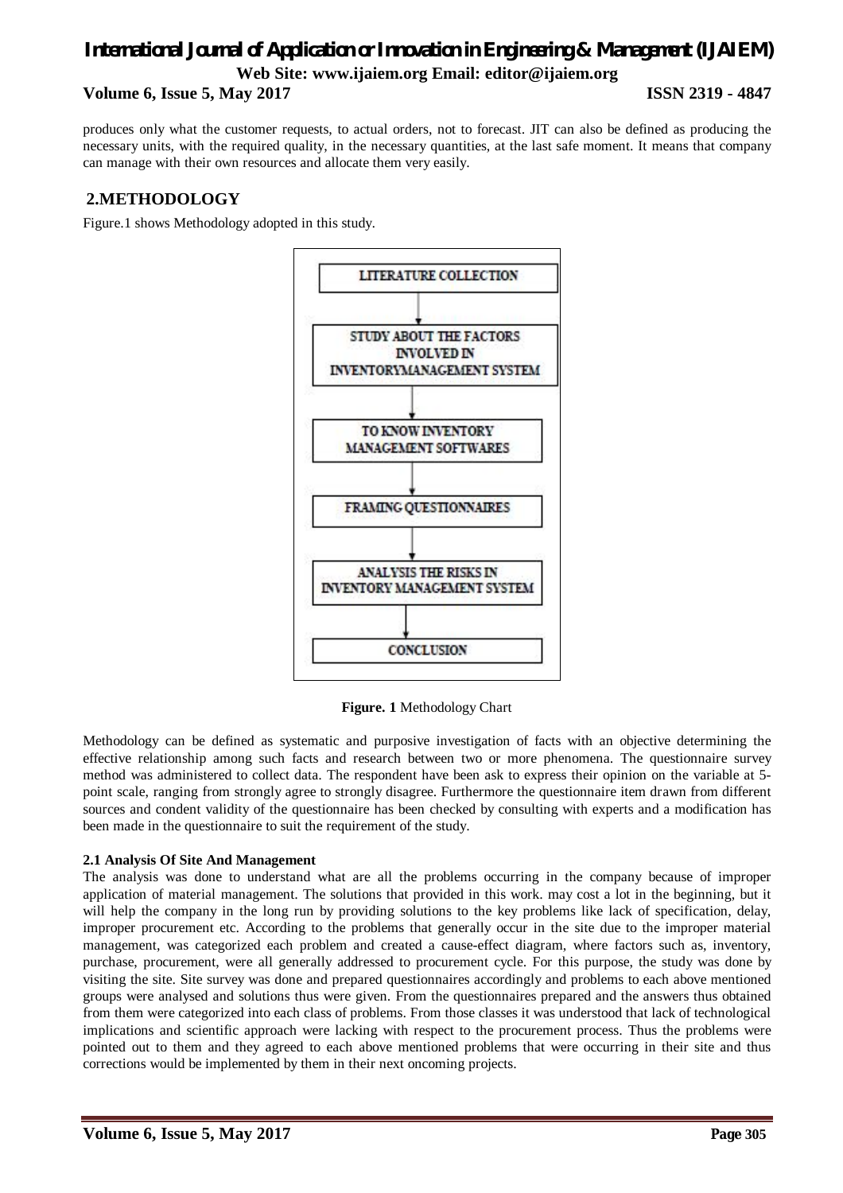produces only what the customer requests, to actual orders, not to forecast. JIT can also be defined as producing the necessary units, with the required quality, in the necessary quantities, at the last safe moment. It means that company can manage with their own resources and allocate them very easily.

## 2.METHODOLOGY

Figure.1 shows Methodology adopted in this study.

LITERATURE COLLECTION → STUDY ABOUT THE FACTORS INVOLVED IN INVENTORYMANAGEMENT SYSTEM → TO KNOW INVENTORY MANAGEMENT SOFTWARES → FRAMING QUESTIONNAIRES → ANALYSIS THE RISKS IN INVENTORY MANAGEMENT SYSTEM → CONCLUSION

**Figure. 1** Methodology Chart

Methodology can be defined as systematic and purposive investigation of facts with an objective determining the effective relationship among such facts and research between two or more phenomena. The questionnaire survey method was administered to collect data. The respondent have been ask to express their opinion on the variable at 5-point scale, ranging from strongly agree to strongly disagree. Furthermore the questionnaire item drawn from different sources and condent validity of the questionnaire has been checked by consulting with experts and a modification has been made in the questionnaire to suit the requirement of the study.

### 2.1 Analysis Of Site And Management

The analysis was done to understand what are all the problems occurring in the company because of improper application of material management. The solutions that provided in this work. may cost a lot in the beginning, but it will help the company in the long run by providing solutions to the key problems like lack of specification, delay, improper procurement etc. According to the problems that generally occur in the site due to the improper material management, was categorized each problem and created a cause-effect diagram, where factors such as, inventory, purchase, procurement, were all generally addressed to procurement cycle. For this purpose, the study was done by visiting the site. Site survey was done and prepared questionnaires accordingly and problems to each above mentioned groups were analysed and solutions thus were given. From the questionnaires prepared and the answers thus obtained from them were categorized into each class of problems. From those classes it was understood that lack of technological implications and scientific approach were lacking with respect to the procurement process. Thus the problems were pointed out to them and they agreed to each above mentioned problems that were occurring in their site and thus corrections would be implemented by them in their next oncoming projects.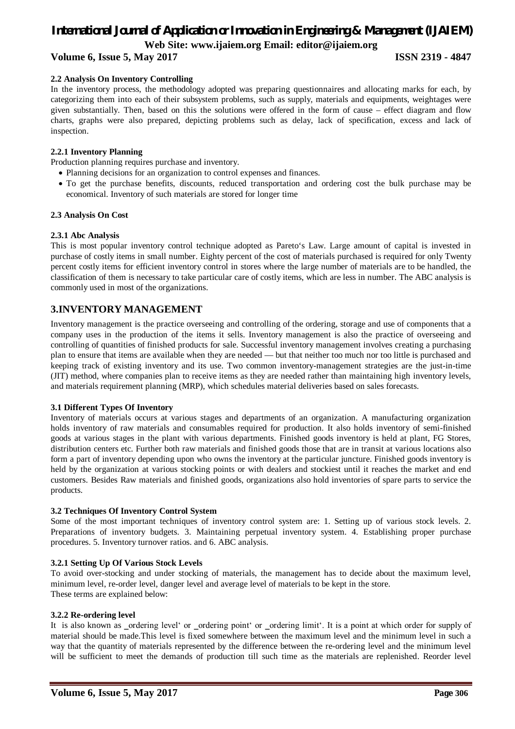**2.2 Analysis On Inventory Controlling**

In the inventory process, the methodology adopted was preparing questionnaires and allocating marks for each, by categorizing them into each of their subsystem problems, such as supply, materials and equipments, weightages were given substantially. Then, based on this the solutions were offered in the form of cause – effect diagram and flow charts, graphs were also prepared, depicting problems such as delay, lack of specification, excess and lack of inspection.

**2.2.1 Inventory Planning**

Production planning requires purchase and inventory.

- Planning decisions for an organization to control expenses and finances.
- To get the purchase benefits, discounts, reduced transportation and ordering cost the bulk purchase may be economical. Inventory of such materials are stored for longer time

**2.3 Analysis On Cost**

**2.3.1 Abc Analysis**

This is most popular inventory control technique adopted as Pareto's Law. Large amount of capital is invested in purchase of costly items in small number. Eighty percent of the cost of materials purchased is required for only Twenty percent costly items for efficient inventory control in stores where the large number of materials are to be handled, the classification of them is necessary to take particular care of costly items, which are less in number. The ABC analysis is commonly used in most of the organizations.

## 3.INVENTORY MANAGEMENT

Inventory management is the practice overseeing and controlling of the ordering, storage and use of components that a company uses in the production of the items it sells. Inventory management is also the practice of overseeing and controlling of quantities of finished products for sale. Successful inventory management involves creating a purchasing plan to ensure that items are available when they are needed — but that neither too much nor too little is purchased and keeping track of existing inventory and its use. Two common inventory-management strategies are the just-in-time (JIT) method, where companies plan to receive items as they are needed rather than maintaining high inventory levels, and materials requirement planning (MRP), which schedules material deliveries based on sales forecasts.

**3.1 Different Types Of Inventory**

Inventory of materials occurs at various stages and departments of an organization. A manufacturing organization holds inventory of raw materials and consumables required for production. It also holds inventory of semi-finished goods at various stages in the plant with various departments. Finished goods inventory is held at plant, FG Stores, distribution centers etc. Further both raw materials and finished goods those that are in transit at various locations also form a part of inventory depending upon who owns the inventory at the particular juncture. Finished goods inventory is held by the organization at various stocking points or with dealers and stockiest until it reaches the market and end customers. Besides Raw materials and finished goods, organizations also hold inventories of spare parts to service the products.

**3.2 Techniques Of Inventory Control System**

Some of the most important techniques of inventory control system are: 1. Setting up of various stock levels. 2. Preparations of inventory budgets. 3. Maintaining perpetual inventory system. 4. Establishing proper purchase procedures. 5. Inventory turnover ratios. and 6. ABC analysis.

**3.2.1 Setting Up Of Various Stock Levels**

To avoid over-stocking and under stocking of materials, the management has to decide about the maximum level, minimum level, re-order level, danger level and average level of materials to be kept in the store.
These terms are explained below:

**3.2.2 Re-ordering level**

It is also known as ‗ordering level' or ‗ordering point' or ‗ordering limit'. It is a point at which order for supply of material should be made.This level is fixed somewhere between the maximum level and the minimum level in such a way that the quantity of materials represented by the difference between the re-ordering level and the minimum level will be sufficient to meet the demands of production till such time as the materials are replenished. Reorder level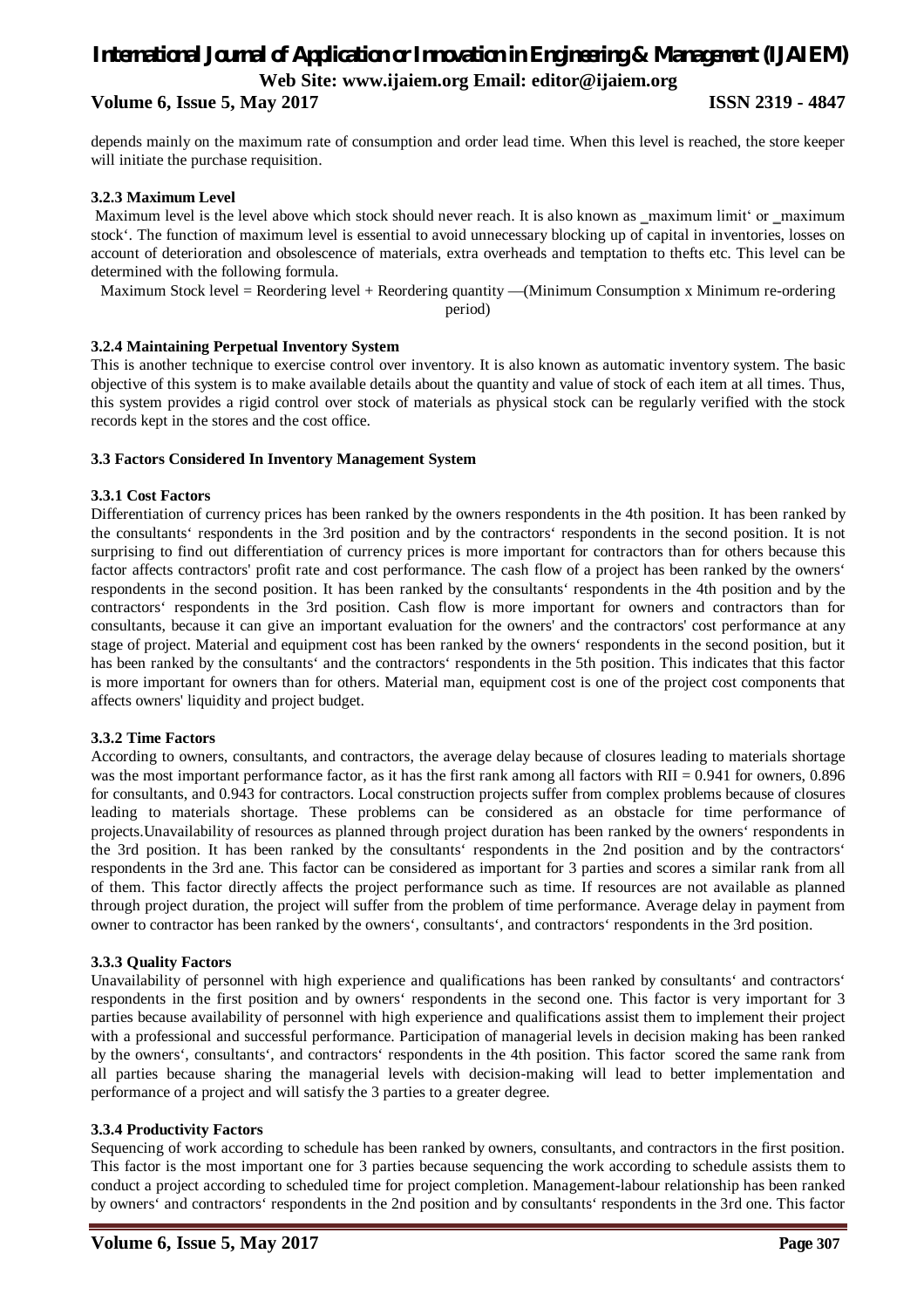depends mainly on the maximum rate of consumption and order lead time. When this level is reached, the store keeper will initiate the purchase requisition.

#### 3.2.3 Maximum Level

Maximum level is the level above which stock should never reach. It is also known as ‗maximum limit' or ‗maximum stock'. The function of maximum level is essential to avoid unnecessary blocking up of capital in inventories, losses on account of deterioration and obsolescence of materials, extra overheads and temptation to thefts etc. This level can be determined with the following formula.

Maximum Stock level = Reordering level + Reordering quantity —(Minimum Consumption x Minimum re-ordering period)

#### 3.2.4 Maintaining Perpetual Inventory System

This is another technique to exercise control over inventory. It is also known as automatic inventory system. The basic objective of this system is to make available details about the quantity and value of stock of each item at all times. Thus, this system provides a rigid control over stock of materials as physical stock can be regularly verified with the stock records kept in the stores and the cost office.

### 3.3 Factors Considered In Inventory Management System

#### 3.3.1 Cost Factors

Differentiation of currency prices has been ranked by the owners respondents in the 4th position. It has been ranked by the consultants' respondents in the 3rd position and by the contractors' respondents in the second position. It is not surprising to find out differentiation of currency prices is more important for contractors than for others because this factor affects contractors' profit rate and cost performance. The cash flow of a project has been ranked by the owners' respondents in the second position. It has been ranked by the consultants' respondents in the 4th position and by the contractors' respondents in the 3rd position. Cash flow is more important for owners and contractors than for consultants, because it can give an important evaluation for the owners' and the contractors' cost performance at any stage of project. Material and equipment cost has been ranked by the owners' respondents in the second position, but it has been ranked by the consultants' and the contractors' respondents in the 5th position. This indicates that this factor is more important for owners than for others. Material man, equipment cost is one of the project cost components that affects owners' liquidity and project budget.

#### 3.3.2 Time Factors

According to owners, consultants, and contractors, the average delay because of closures leading to materials shortage was the most important performance factor, as it has the first rank among all factors with RII = 0.941 for owners, 0.896 for consultants, and 0.943 for contractors. Local construction projects suffer from complex problems because of closures leading to materials shortage. These problems can be considered as an obstacle for time performance of projects.Unavailability of resources as planned through project duration has been ranked by the owners' respondents in the 3rd position. It has been ranked by the consultants' respondents in the 2nd position and by the contractors' respondents in the 3rd ane. This factor can be considered as important for 3 parties and scores a similar rank from all of them. This factor directly affects the project performance such as time. If resources are not available as planned through project duration, the project will suffer from the problem of time performance. Average delay in payment from owner to contractor has been ranked by the owners', consultants', and contractors' respondents in the 3rd position.

#### 3.3.3 Quality Factors

Unavailability of personnel with high experience and qualifications has been ranked by consultants' and contractors' respondents in the first position and by owners' respondents in the second one. This factor is very important for 3 parties because availability of personnel with high experience and qualifications assist them to implement their project with a professional and successful performance. Participation of managerial levels in decision making has been ranked by the owners', consultants', and contractors' respondents in the 4th position. This factor scored the same rank from all parties because sharing the managerial levels with decision-making will lead to better implementation and performance of a project and will satisfy the 3 parties to a greater degree.

#### 3.3.4 Productivity Factors

Sequencing of work according to schedule has been ranked by owners, consultants, and contractors in the first position. This factor is the most important one for 3 parties because sequencing the work according to schedule assists them to conduct a project according to scheduled time for project completion. Management-labour relationship has been ranked by owners' and contractors' respondents in the 2nd position and by consultants' respondents in the 3rd one. This factor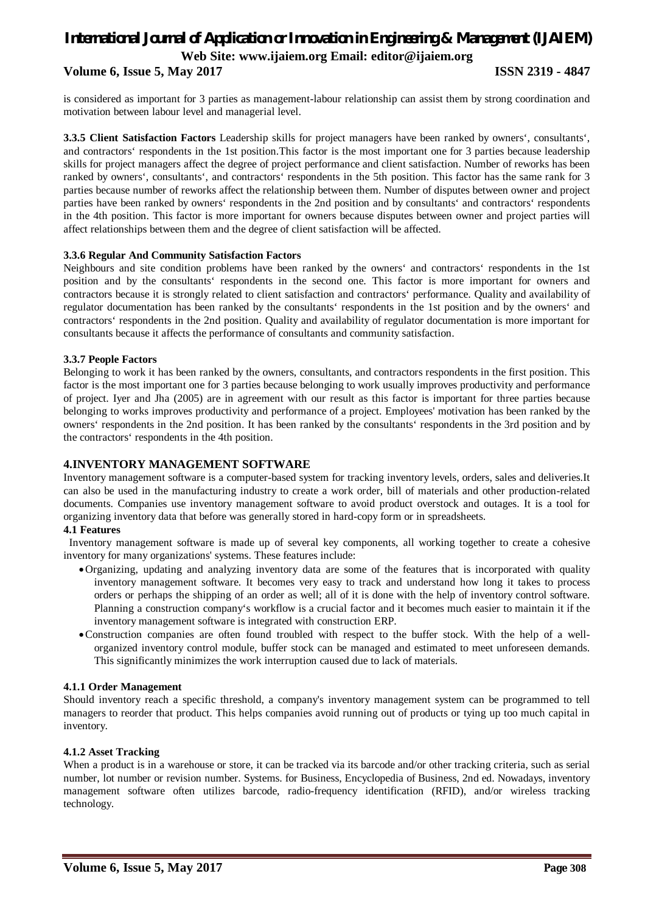is considered as important for 3 parties as management-labour relationship can assist them by strong coordination and motivation between labour level and managerial level.

**3.3.5 Client Satisfaction Factors** Leadership skills for project managers have been ranked by owners‘, consultants‘, and contractors‘ respondents in the 1st position.This factor is the most important one for 3 parties because leadership skills for project managers affect the degree of project performance and client satisfaction. Number of reworks has been ranked by owners‘, consultants‘, and contractors‘ respondents in the 5th position. This factor has the same rank for 3 parties because number of reworks affect the relationship between them. Number of disputes between owner and project parties have been ranked by owners‘ respondents in the 2nd position and by consultants‘ and contractors‘ respondents in the 4th position. This factor is more important for owners because disputes between owner and project parties will affect relationships between them and the degree of client satisfaction will be affected.

### 3.3.6 Regular And Community Satisfaction Factors

Neighbours and site condition problems have been ranked by the owners‘ and contractors‘ respondents in the 1st position and by the consultants‘ respondents in the second one. This factor is more important for owners and contractors because it is strongly related to client satisfaction and contractors‘ performance. Quality and availability of regulator documentation has been ranked by the consultants‘ respondents in the 1st position and by the owners‘ and contractors‘ respondents in the 2nd position. Quality and availability of regulator documentation is more important for consultants because it affects the performance of consultants and community satisfaction.

### 3.3.7 People Factors

Belonging to work it has been ranked by the owners, consultants, and contractors respondents in the first position. This factor is the most important one for 3 parties because belonging to work usually improves productivity and performance of project. Iyer and Jha (2005) are in agreement with our result as this factor is important for three parties because belonging to works improves productivity and performance of a project. Employees' motivation has been ranked by the owners‘ respondents in the 2nd position. It has been ranked by the consultants‘ respondents in the 3rd position and by the contractors‘ respondents in the 4th position.

## 4.INVENTORY MANAGEMENT SOFTWARE

Inventory management software is a computer-based system for tracking inventory levels, orders, sales and deliveries.It can also be used in the manufacturing industry to create a work order, bill of materials and other production-related documents. Companies use inventory management software to avoid product overstock and outages. It is a tool for organizing inventory data that before was generally stored in hard-copy form or in spreadsheets.

### 4.1 Features

Inventory management software is made up of several key components, all working together to create a cohesive inventory for many organizations' systems. These features include:

- Organizing, updating and analyzing inventory data are some of the features that is incorporated with quality inventory management software. It becomes very easy to track and understand how long it takes to process orders or perhaps the shipping of an order as well; all of it is done with the help of inventory control software. Planning a construction company‘s workflow is a crucial factor and it becomes much easier to maintain it if the inventory management software is integrated with construction ERP.
- Construction companies are often found troubled with respect to the buffer stock. With the help of a well-organized inventory control module, buffer stock can be managed and estimated to meet unforeseen demands. This significantly minimizes the work interruption caused due to lack of materials.

#### 4.1.1 Order Management

Should inventory reach a specific threshold, a company's inventory management system can be programmed to tell managers to reorder that product. This helps companies avoid running out of products or tying up too much capital in inventory.

#### 4.1.2 Asset Tracking

When a product is in a warehouse or store, it can be tracked via its barcode and/or other tracking criteria, such as serial number, lot number or revision number. Systems. for Business, Encyclopedia of Business, 2nd ed. Nowadays, inventory management software often utilizes barcode, radio-frequency identification (RFID), and/or wireless tracking technology.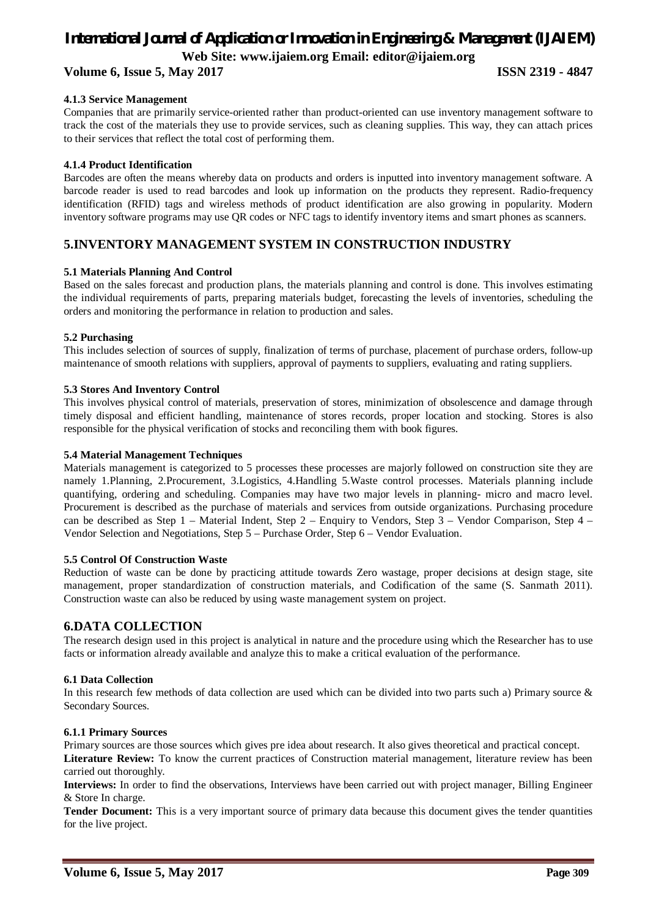#### 4.1.3 Service Management

Companies that are primarily service-oriented rather than product-oriented can use inventory management software to track the cost of the materials they use to provide services, such as cleaning supplies. This way, they can attach prices to their services that reflect the total cost of performing them.

#### 4.1.4 Product Identification

Barcodes are often the means whereby data on products and orders is inputted into inventory management software. A barcode reader is used to read barcodes and look up information on the products they represent. Radio-frequency identification (RFID) tags and wireless methods of product identification are also growing in popularity. Modern inventory software programs may use QR codes or NFC tags to identify inventory items and smart phones as scanners.

## 5.INVENTORY MANAGEMENT SYSTEM IN CONSTRUCTION INDUSTRY

### 5.1 Materials Planning And Control

Based on the sales forecast and production plans, the materials planning and control is done. This involves estimating the individual requirements of parts, preparing materials budget, forecasting the levels of inventories, scheduling the orders and monitoring the performance in relation to production and sales.

### 5.2 Purchasing

This includes selection of sources of supply, finalization of terms of purchase, placement of purchase orders, follow-up maintenance of smooth relations with suppliers, approval of payments to suppliers, evaluating and rating suppliers.

### 5.3 Stores And Inventory Control

This involves physical control of materials, preservation of stores, minimization of obsolescence and damage through timely disposal and efficient handling, maintenance of stores records, proper location and stocking. Stores is also responsible for the physical verification of stocks and reconciling them with book figures.

### 5.4 Material Management Techniques

Materials management is categorized to 5 processes these processes are majorly followed on construction site they are namely 1.Planning, 2.Procurement, 3.Logistics, 4.Handling 5.Waste control processes. Materials planning include quantifying, ordering and scheduling. Companies may have two major levels in planning- micro and macro level. Procurement is described as the purchase of materials and services from outside organizations. Purchasing procedure can be described as Step 1 – Material Indent, Step 2 – Enquiry to Vendors, Step 3 – Vendor Comparison, Step 4 – Vendor Selection and Negotiations, Step 5 – Purchase Order, Step 6 – Vendor Evaluation.

### 5.5 Control Of Construction Waste

Reduction of waste can be done by practicing attitude towards Zero wastage, proper decisions at design stage, site management, proper standardization of construction materials, and Codification of the same (S. Sanmath 2011). Construction waste can also be reduced by using waste management system on project.

## 6.DATA COLLECTION

The research design used in this project is analytical in nature and the procedure using which the Researcher has to use facts or information already available and analyze this to make a critical evaluation of the performance.

### 6.1 Data Collection

In this research few methods of data collection are used which can be divided into two parts such a) Primary source & Secondary Sources.

#### 6.1.1 Primary Sources

Primary sources are those sources which gives pre idea about research. It also gives theoretical and practical concept.

**Literature Review:** To know the current practices of Construction material management, literature review has been carried out thoroughly.

**Interviews:** In order to find the observations, Interviews have been carried out with project manager, Billing Engineer & Store In charge.

**Tender Document:** This is a very important source of primary data because this document gives the tender quantities for the live project.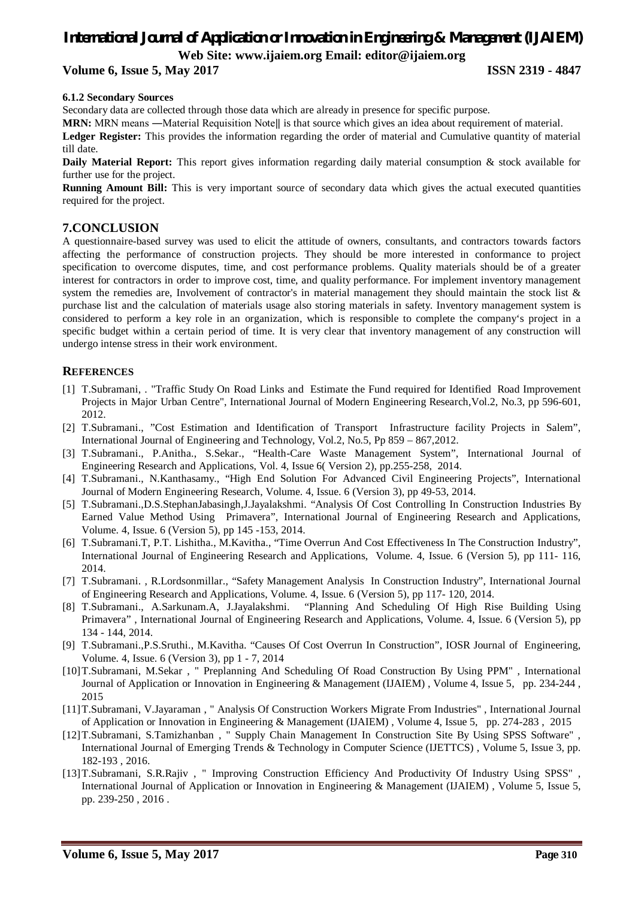### 6.1.2 Secondary Sources

Secondary data are collected through those data which are already in presence for specific purpose.

**MRN:** MRN means ―Material Requisition Note‖ is that source which gives an idea about requirement of material.

**Ledger Register:** This provides the information regarding the order of material and Cumulative quantity of material till date.

**Daily Material Report:** This report gives information regarding daily material consumption & stock available for further use for the project.

**Running Amount Bill:** This is very important source of secondary data which gives the actual executed quantities required for the project.

## 7.CONCLUSION

A questionnaire-based survey was used to elicit the attitude of owners, consultants, and contractors towards factors affecting the performance of construction projects. They should be more interested in conformance to project specification to overcome disputes, time, and cost performance problems. Quality materials should be of a greater interest for contractors in order to improve cost, time, and quality performance. For implement inventory management system the remedies are, Involvement of contractor's in material management they should maintain the stock list & purchase list and the calculation of materials usage also storing materials in safety. Inventory management system is considered to perform a key role in an organization, which is responsible to complete the company's project in a specific budget within a certain period of time. It is very clear that inventory management of any construction will undergo intense stress in their work environment.

## REFERENCES

[1] T.Subramani, . "Traffic Study On Road Links and Estimate the Fund required for Identified Road Improvement Projects in Major Urban Centre", International Journal of Modern Engineering Research,Vol.2, No.3, pp 596-601, 2012.

[2] T.Subramani., "Cost Estimation and Identification of Transport Infrastructure facility Projects in Salem", International Journal of Engineering and Technology, Vol.2, No.5, Pp 859 – 867,2012.

[3] T.Subramani., P.Anitha., S.Sekar., "Health-Care Waste Management System", International Journal of Engineering Research and Applications, Vol. 4, Issue 6( Version 2), pp.255-258, 2014.

[4] T.Subramani., N.Kanthasamy., "High End Solution For Advanced Civil Engineering Projects", International Journal of Modern Engineering Research, Volume. 4, Issue. 6 (Version 3), pp 49-53, 2014.

[5] T.Subramani.,D.S.StephanJabasingh,J.Jayalakshmi. "Analysis Of Cost Controlling In Construction Industries By Earned Value Method Using Primavera", International Journal of Engineering Research and Applications, Volume. 4, Issue. 6 (Version 5), pp 145 -153, 2014.

[6] T.Subramani.T, P.T. Lishitha., M.Kavitha., "Time Overrun And Cost Effectiveness In The Construction Industry", International Journal of Engineering Research and Applications, Volume. 4, Issue. 6 (Version 5), pp 111- 116, 2014.

[7] T.Subramani. , R.Lordsonmillar., "Safety Management Analysis In Construction Industry", International Journal of Engineering Research and Applications, Volume. 4, Issue. 6 (Version 5), pp 117- 120, 2014.

[8] T.Subramani., A.Sarkunam.A, J.Jayalakshmi. "Planning And Scheduling Of High Rise Building Using Primavera" , International Journal of Engineering Research and Applications, Volume. 4, Issue. 6 (Version 5), pp 134 - 144, 2014.

[9] T.Subramani.,P.S.Sruthi., M.Kavitha. "Causes Of Cost Overrun In Construction", IOSR Journal of Engineering, Volume. 4, Issue. 6 (Version 3), pp 1 - 7, 2014

[10] T.Subramani, M.Sekar , " Preplanning And Scheduling Of Road Construction By Using PPM" , International Journal of Application or Innovation in Engineering & Management (IJAIEM) , Volume 4, Issue 5, pp. 234-244 , 2015

[11] T.Subramani, V.Jayaraman , " Analysis Of Construction Workers Migrate From Industries" , International Journal of Application or Innovation in Engineering & Management (IJAIEM) , Volume 4, Issue 5, pp. 274-283 , 2015

[12] T.Subramani, S.Tamizhanban , " Supply Chain Management In Construction Site By Using SPSS Software" , International Journal of Emerging Trends & Technology in Computer Science (IJETTCS) , Volume 5, Issue 3, pp. 182-193 , 2016.

[13] T.Subramani, S.R.Rajiv , " Improving Construction Efficiency And Productivity Of Industry Using SPSS" , International Journal of Application or Innovation in Engineering & Management (IJAIEM) , Volume 5, Issue 5, pp. 239-250 , 2016 .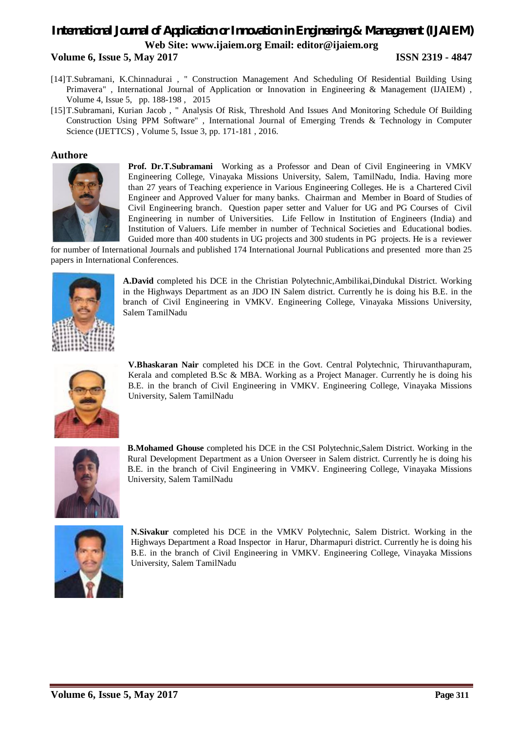[14] T.Subramani, K.Chinnadurai , " Construction Management And Scheduling Of Residential Building Using Primavera" , International Journal of Application or Innovation in Engineering & Management (IJAIEM) , Volume 4, Issue 5, pp. 188-198 , 2015

[15] T.Subramani, Kurian Jacob , " Analysis Of Risk, Threshold And Issues And Monitoring Schedule Of Building Construction Using PPM Software" , International Journal of Emerging Trends & Technology in Computer Science (IJETTCS) , Volume 5, Issue 3, pp. 171-181 , 2016.

## Authore

**Prof. Dr.T.Subramani** Working as a Professor and Dean of Civil Engineering in VMKV Engineering College, Vinayaka Missions University, Salem, TamilNadu, India. Having more than 27 years of Teaching experience in Various Engineering Colleges. He is a Chartered Civil Engineer and Approved Valuer for many banks. Chairman and Member in Board of Studies of Civil Engineering branch. Question paper setter and Valuer for UG and PG Courses of Civil Engineering in number of Universities. Life Fellow in Institution of Engineers (India) and Institution of Valuers. Life member in number of Technical Societies and Educational bodies. Guided more than 400 students in UG projects and 300 students in PG projects. He is a reviewer for number of International Journals and published 174 International Journal Publications and presented more than 25 papers in International Conferences.

**A.David** completed his DCE in the Christian Polytechnic,Ambilikai,Dindukal District. Working in the Highways Department as an JDO IN Salem district. Currently he is doing his B.E. in the branch of Civil Engineering in VMKV. Engineering College, Vinayaka Missions University, Salem TamilNadu

**V.Bhaskaran Nair** completed his DCE in the Govt. Central Polytechnic, Thiruvanthapuram, Kerala and completed B.Sc & MBA. Working as a Project Manager. Currently he is doing his B.E. in the branch of Civil Engineering in VMKV. Engineering College, Vinayaka Missions University, Salem TamilNadu

**B.Mohamed Ghouse** completed his DCE in the CSI Polytechnic,Salem District. Working in the Rural Development Department as a Union Overseer in Salem district. Currently he is doing his B.E. in the branch of Civil Engineering in VMKV. Engineering College, Vinayaka Missions University, Salem TamilNadu

**N.Sivakur** completed his DCE in the VMKV Polytechnic, Salem District. Working in the Highways Department a Road Inspector in Harur, Dharmapuri district. Currently he is doing his B.E. in the branch of Civil Engineering in VMKV. Engineering College, Vinayaka Missions University, Salem TamilNadu